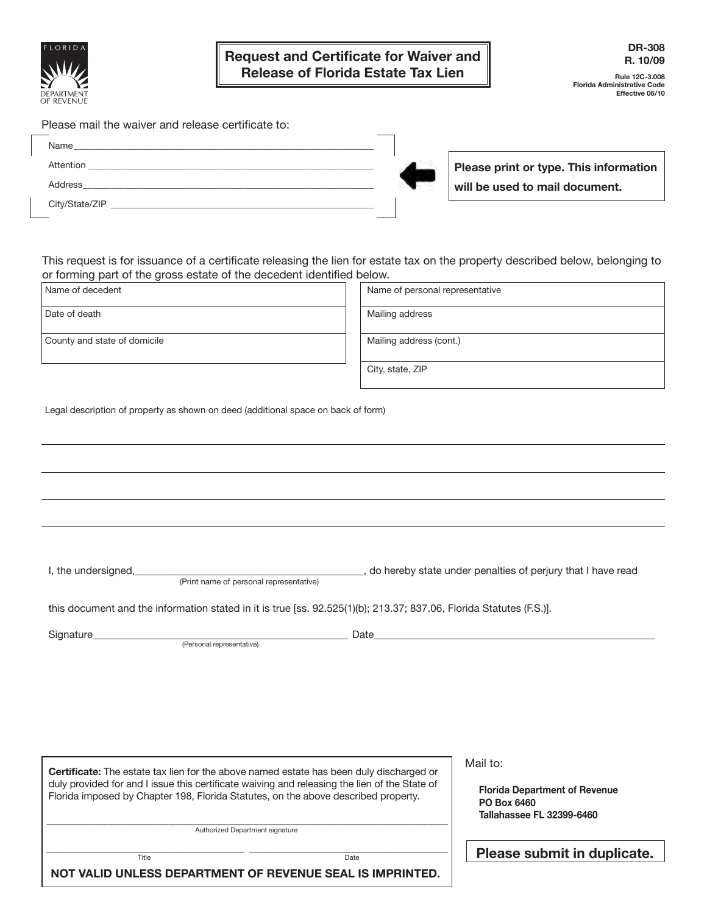FLORIDA DEPARTMENT OF REVENUE

# Request and Certificate for Waiver and Release of Florida Estate Tax Lien

**DR-308**
**R. 10/09**

Rule 12C-3.008
Florida Administrative Code
Effective 06/10

Please mail the waiver and release certificate to:

Name_______________________________________________

Attention_____________________________________________

Address______________________________________________

City/State/ZIP_________________________________________

**Please print or type. This information will be used to mail document.**

This request is for issuance of a certificate releasing the lien for estate tax on the property described below, belonging to or forming part of the gross estate of the decedent identified below.

| | |
|---|---|
| Name of decedent | Name of personal representative |
| Date of death | Mailing address |
| County and state of domicile | Mailing address (cont.) |
| | City, state, ZIP |

Legal description of property as shown on deed (additional space on back of form)

_______________________________________________

_______________________________________________

_______________________________________________

_______________________________________________

I, the undersigned,_______________________________ (Print name of personal representative), do hereby state under penalties of perjury that I have read this document and the information stated in it is true [ss. 92.525(1)(b); 213.37; 837.06, Florida Statutes (F.S.)].

Signature_______________________________ (Personal representative) Date_______________________________

**Certificate:** The estate tax lien for the above named estate has been duly discharged or duly provided for and I issue this certificate waiving and releasing the lien of the State of Florida imposed by Chapter 198, Florida Statutes, on the above described property.

_______________________________________________
Authorized Department signature

_______________________ _______________________
Title Date

**NOT VALID UNLESS DEPARTMENT OF REVENUE SEAL IS IMPRINTED.**

Mail to:

**Florida Department of Revenue**
**PO Box 6460**
**Tallahassee FL 32399-6460**

**Please submit in duplicate.**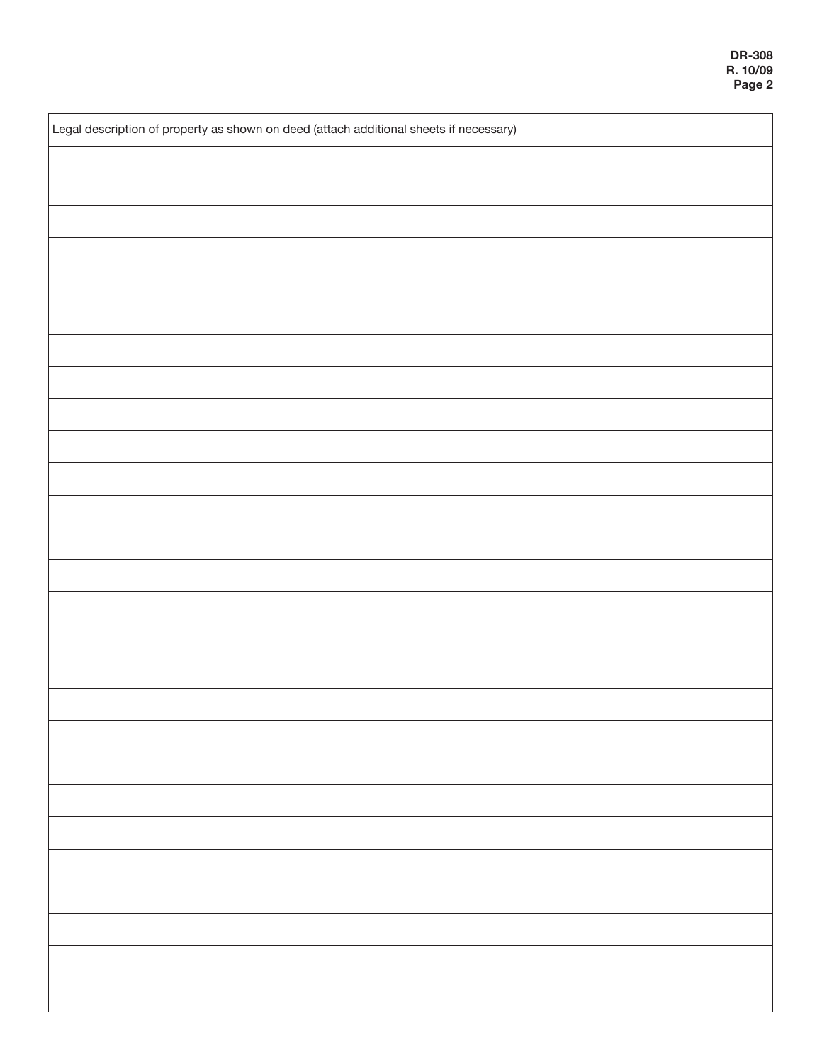Legal description of property as shown on deed (attach additional sheets if necessary)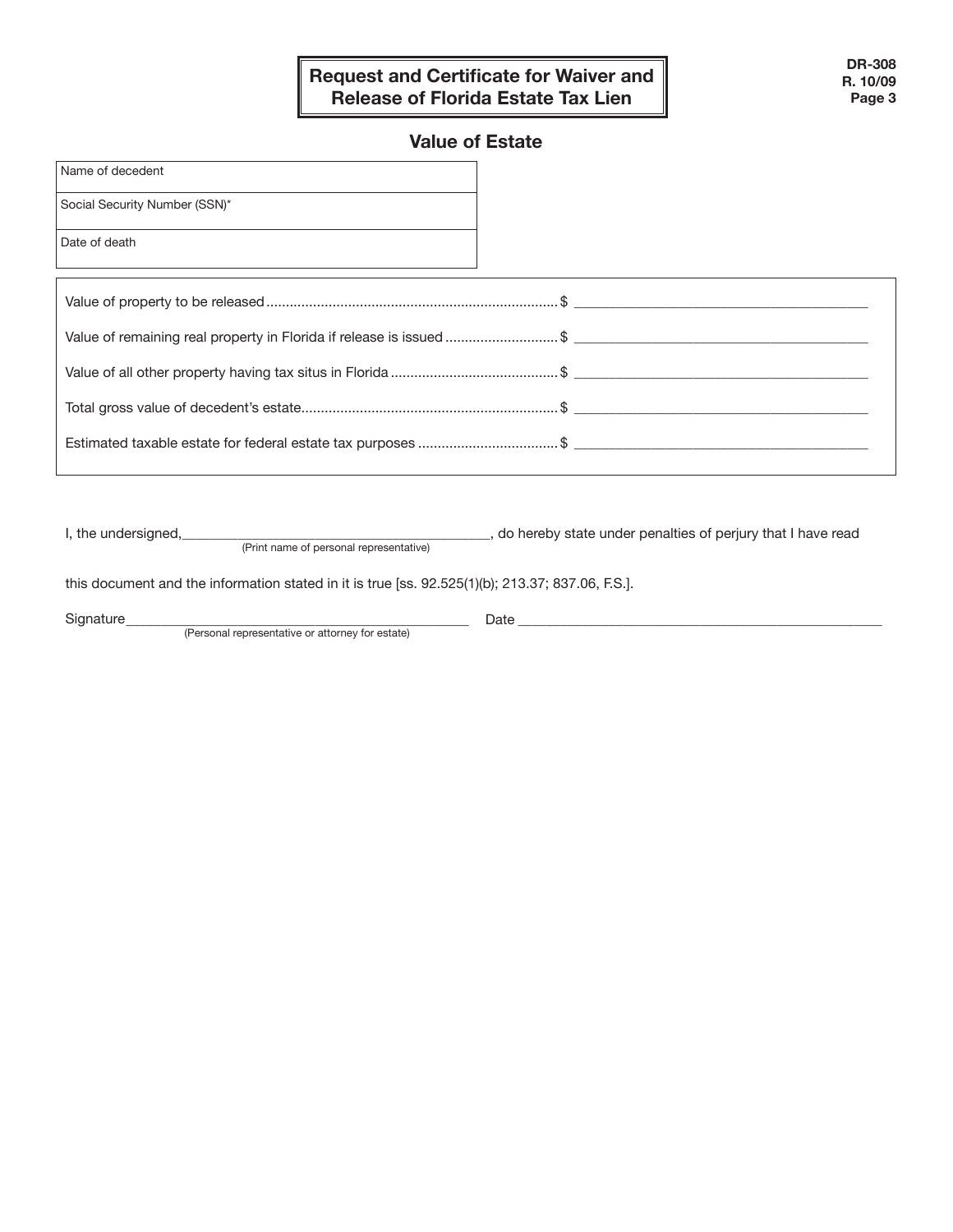# Request and Certificate for Waiver and Release of Florida Estate Tax Lien

DR-308
R. 10/09

## Value of Estate

| |
|---|
| Name of decedent |
| Social Security Number (SSN)* |
| Date of death |

| | |
|---|---|
| Value of property to be released | $ ______________________ |
| Value of remaining real property in Florida if release is issued | $ ______________________ |
| Value of all other property having tax situs in Florida | $ ______________________ |
| Total gross value of decedent's estate | $ ______________________ |
| Estimated taxable estate for federal estate tax purposes | $ ______________________ |

I, the undersigned, ______________________________ (Print name of personal representative), do hereby state under penalties of perjury that I have read this document and the information stated in it is true [ss. 92.525(1)(b); 213.37; 837.06, F.S.].

Signature ______________________________ (Personal representative or attorney for estate)  Date ______________________________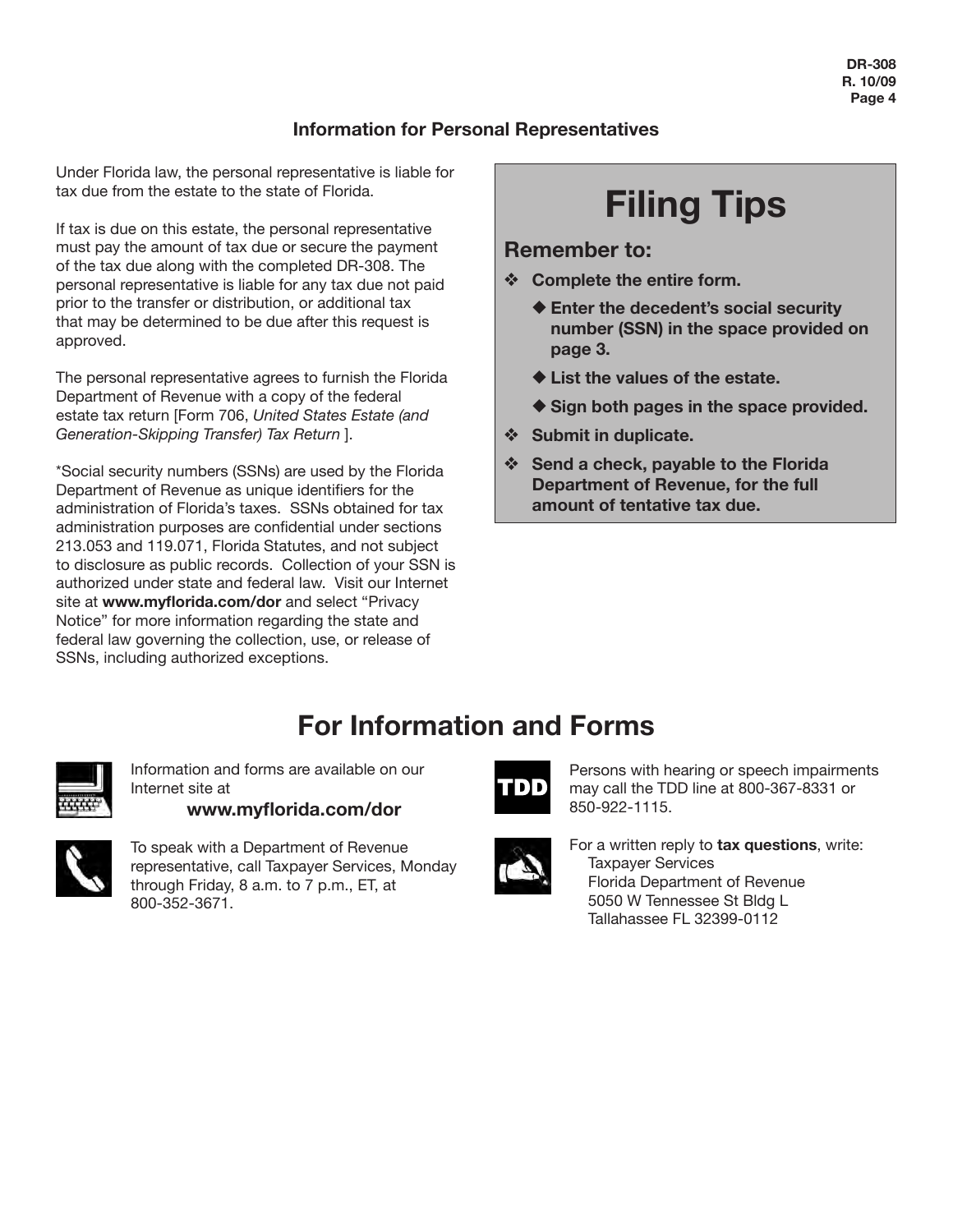## Information for Personal Representatives

Under Florida law, the personal representative is liable for tax due from the estate to the state of Florida.

If tax is due on this estate, the personal representative must pay the amount of tax due or secure the payment of the tax due along with the completed DR-308. The personal representative is liable for any tax due not paid prior to the transfer or distribution, or additional tax that may be determined to be due after this request is approved.

The personal representative agrees to furnish the Florida Department of Revenue with a copy of the federal estate tax return [Form 706, *United States Estate (and Generation-Skipping Transfer) Tax Return* ].

*Social security numbers (SSNs) are used by the Florida Department of Revenue as unique identifiers for the administration of Florida's taxes. SSNs obtained for tax administration purposes are confidential under sections 213.053 and 119.071, Florida Statutes, and not subject to disclosure as public records. Collection of your SSN is authorized under state and federal law. Visit our Internet site at **www.myflorida.com/dor** and select "Privacy Notice" for more information regarding the state and federal law governing the collection, use, or release of SSNs, including authorized exceptions.

# Filing Tips

### Remember to:

- **Complete the entire form.**
  - **Enter the decedent's social security number (SSN) in the space provided on page 3.**
  - **List the values of the estate.**
  - **Sign both pages in the space provided.**
- **Submit in duplicate.**
- **Send a check, payable to the Florida Department of Revenue, for the full amount of tentative tax due.**

## For Information and Forms

Information and forms are available on our Internet site at **www.myflorida.com/dor**

To speak with a Department of Revenue representative, call Taxpayer Services, Monday through Friday, 8 a.m. to 7 p.m., ET, at 800-352-3671.

Persons with hearing or speech impairments may call the TDD line at 800-367-8331 or 850-922-1115.

For a written reply to **tax questions**, write:
Taxpayer Services
Florida Department of Revenue
5050 W Tennessee St Bldg L
Tallahassee FL 32399-0112